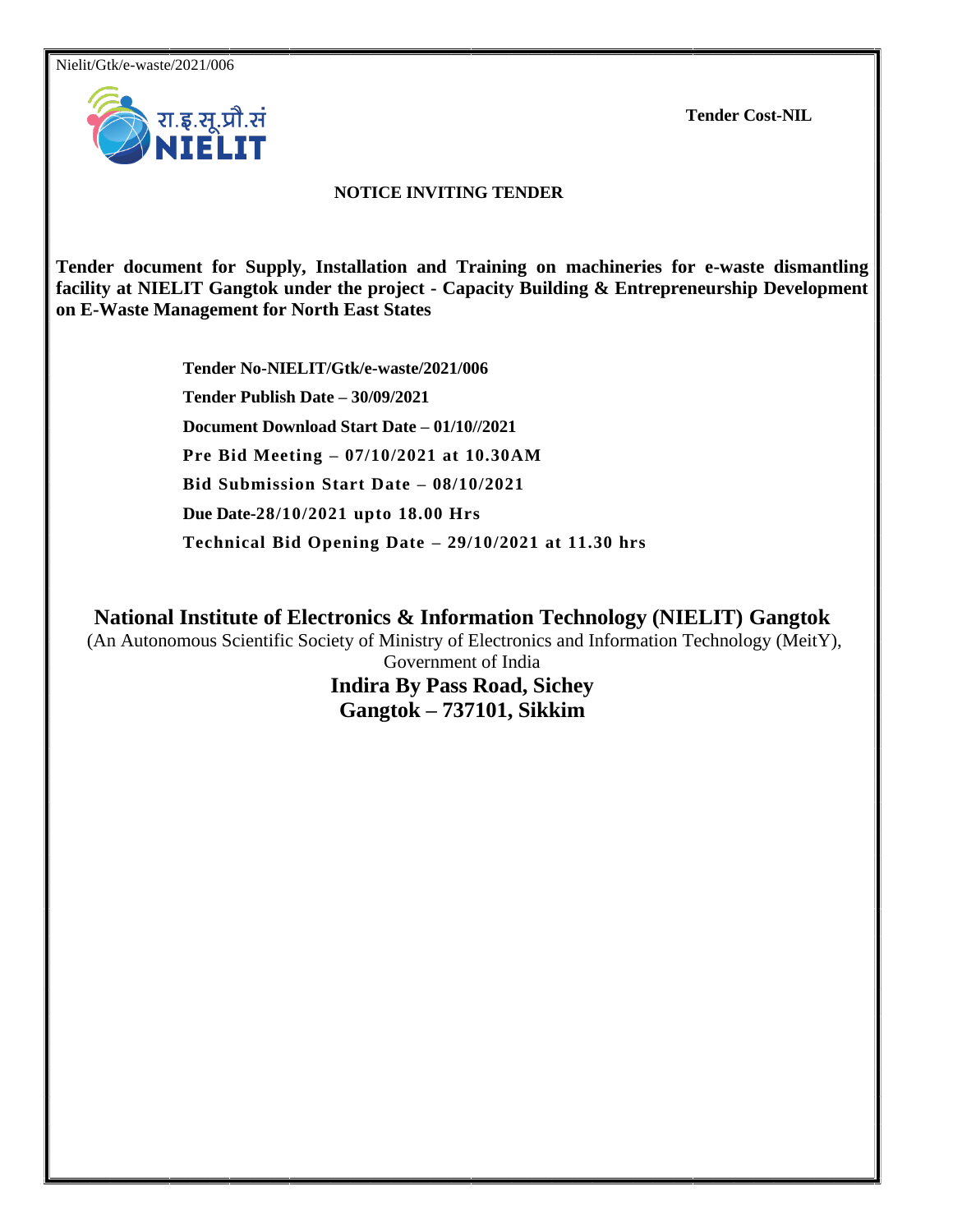**Tender Cost-NIL**

# NOTICE INVITING TENDER

**Tender document for Supply, Installation and Training on machineries for e-waste dismantling facility at NIELIT Gangtok under the project - Capacity Building & Entrepreneurship Development on E-Waste Management for North East States**

**Tender No-NIELIT/Gtk/e-waste/2021/006**

**Tender Publish Date – 30/09/2021**

**Document Download Start Date – 01/10//2021**

**Pre Bid Meeting – 07/10/2021 at 10.30AM**

**Bid Submission Start Date – 08/10/2021**

**Due Date-28/10/2021 upto 18.00 Hrs**

**Technical Bid Opening Date – 29/10/2021 at 11.30 hrs**

## National Institute of Electronics & Information Technology (NIELIT) Gangtok

(An Autonomous Scientific Society of Ministry of Electronics and Information Technology (MeitY), Government of India

**Indira By Pass Road, Sichey**

**Gangtok – 737101, Sikkim**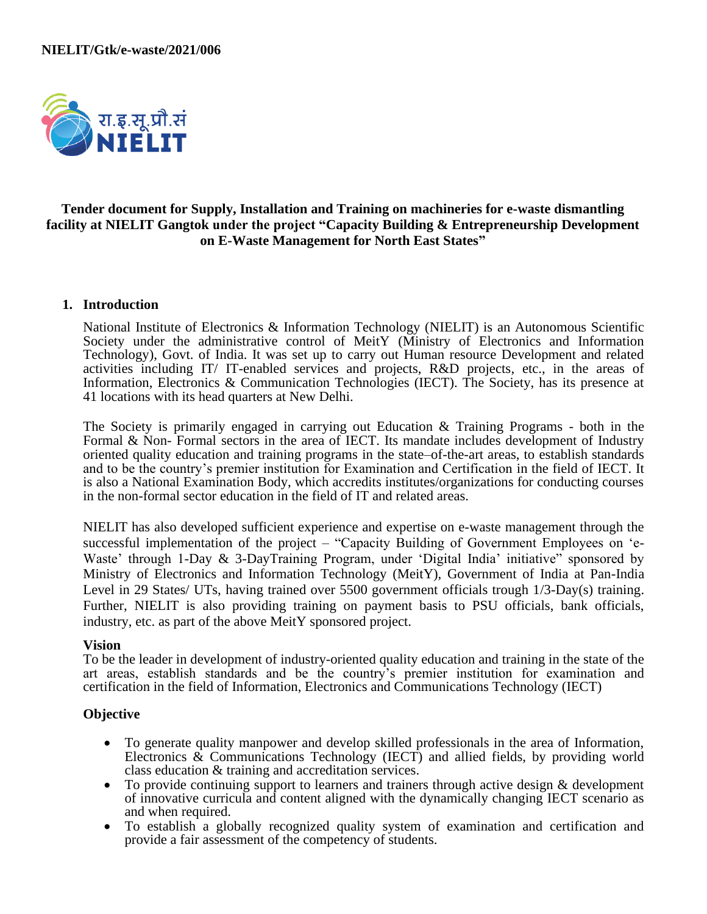**NIELIT/Gtk/e-waste/2021/006**

**Tender document for Supply, Installation and Training on machineries for e-waste dismantling facility at NIELIT Gangtok under the project "Capacity Building & Entrepreneurship Development on E-Waste Management for North East States"**

## 1. Introduction

National Institute of Electronics & Information Technology (NIELIT) is an Autonomous Scientific Society under the administrative control of MeitY (Ministry of Electronics and Information Technology), Govt. of India. It was set up to carry out Human resource Development and related activities including IT/ IT-enabled services and projects, R&D projects, etc., in the areas of Information, Electronics & Communication Technologies (IECT). The Society, has its presence at 41 locations with its head quarters at New Delhi.

The Society is primarily engaged in carrying out Education & Training Programs - both in the Formal & Non- Formal sectors in the area of IECT. Its mandate includes development of Industry oriented quality education and training programs in the state–of-the-art areas, to establish standards and to be the country's premier institution for Examination and Certification in the field of IECT. It is also a National Examination Body, which accredits institutes/organizations for conducting courses in the non-formal sector education in the field of IT and related areas.

NIELIT has also developed sufficient experience and expertise on e-waste management through the successful implementation of the project – "Capacity Building of Government Employees on 'e-Waste' through 1-Day & 3-DayTraining Program, under 'Digital India' initiative" sponsored by Ministry of Electronics and Information Technology (MeitY), Government of India at Pan-India Level in 29 States/ UTs, having trained over 5500 government officials trough 1/3-Day(s) training. Further, NIELIT is also providing training on payment basis to PSU officials, bank officials, industry, etc. as part of the above MeitY sponsored project.

**Vision**

To be the leader in development of industry-oriented quality education and training in the state of the art areas, establish standards and be the country's premier institution for examination and certification in the field of Information, Electronics and Communications Technology (IECT)

**Objective**

- To generate quality manpower and develop skilled professionals in the area of Information, Electronics & Communications Technology (IECT) and allied fields, by providing world class education & training and accreditation services.
- To provide continuing support to learners and trainers through active design & development of innovative curricula and content aligned with the dynamically changing IECT scenario as and when required.
- To establish a globally recognized quality system of examination and certification and provide a fair assessment of the competency of students.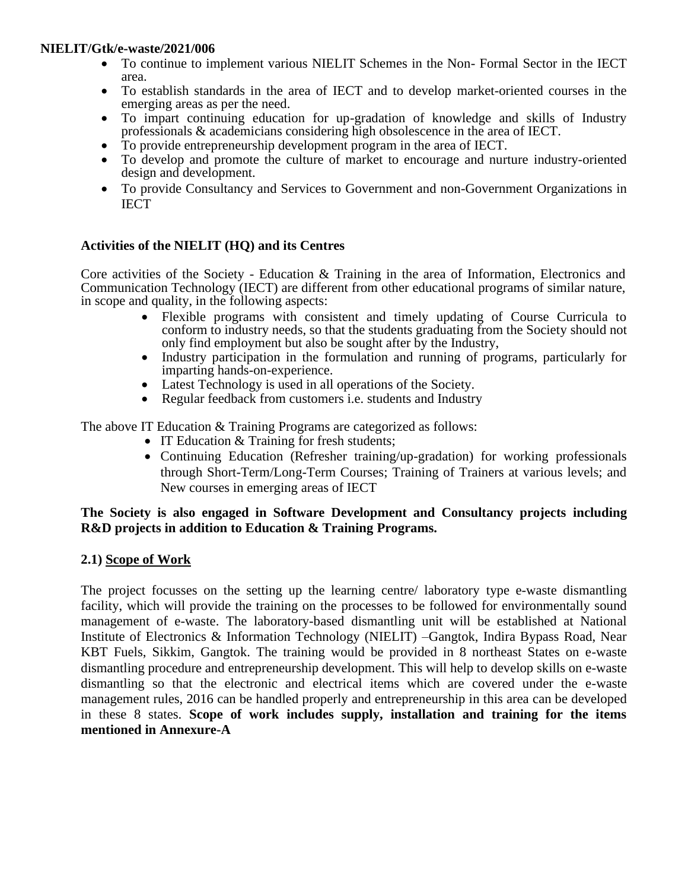**NIELIT/Gtk/e-waste/2021/006**

- To continue to implement various NIELIT Schemes in the Non- Formal Sector in the IECT area.
- To establish standards in the area of IECT and to develop market-oriented courses in the emerging areas as per the need.
- To impart continuing education for up-gradation of knowledge and skills of Industry professionals & academicians considering high obsolescence in the area of IECT.
- To provide entrepreneurship development program in the area of IECT.
- To develop and promote the culture of market to encourage and nurture industry-oriented design and development.
- To provide Consultancy and Services to Government and non-Government Organizations in IECT

**Activities of the NIELIT (HQ) and its Centres**

Core activities of the Society - Education & Training in the area of Information, Electronics and Communication Technology (IECT) are different from other educational programs of similar nature, in scope and quality, in the following aspects:

- Flexible programs with consistent and timely updating of Course Curricula to conform to industry needs, so that the students graduating from the Society should not only find employment but also be sought after by the Industry,
- Industry participation in the formulation and running of programs, particularly for imparting hands-on-experience.
- Latest Technology is used in all operations of the Society.
- Regular feedback from customers i.e. students and Industry

The above IT Education & Training Programs are categorized as follows:

- IT Education & Training for fresh students;
- Continuing Education (Refresher training/up-gradation) for working professionals through Short-Term/Long-Term Courses; Training of Trainers at various levels; and New courses in emerging areas of IECT

**The Society is also engaged in Software Development and Consultancy projects including R&D projects in addition to Education & Training Programs.**

**2.1) <u>Scope of Work</u>**

The project focusses on the setting up the learning centre/ laboratory type e-waste dismantling facility, which will provide the training on the processes to be followed for environmentally sound management of e-waste. The laboratory-based dismantling unit will be established at National Institute of Electronics & Information Technology (NIELIT) –Gangtok, Indira Bypass Road, Near KBT Fuels, Sikkim, Gangtok. The training would be provided in 8 northeast States on e-waste dismantling procedure and entrepreneurship development. This will help to develop skills on e-waste dismantling so that the electronic and electrical items which are covered under the e-waste management rules, 2016 can be handled properly and entrepreneurship in this area can be developed in these 8 states. **Scope of work includes supply, installation and training for the items mentioned in Annexure-A**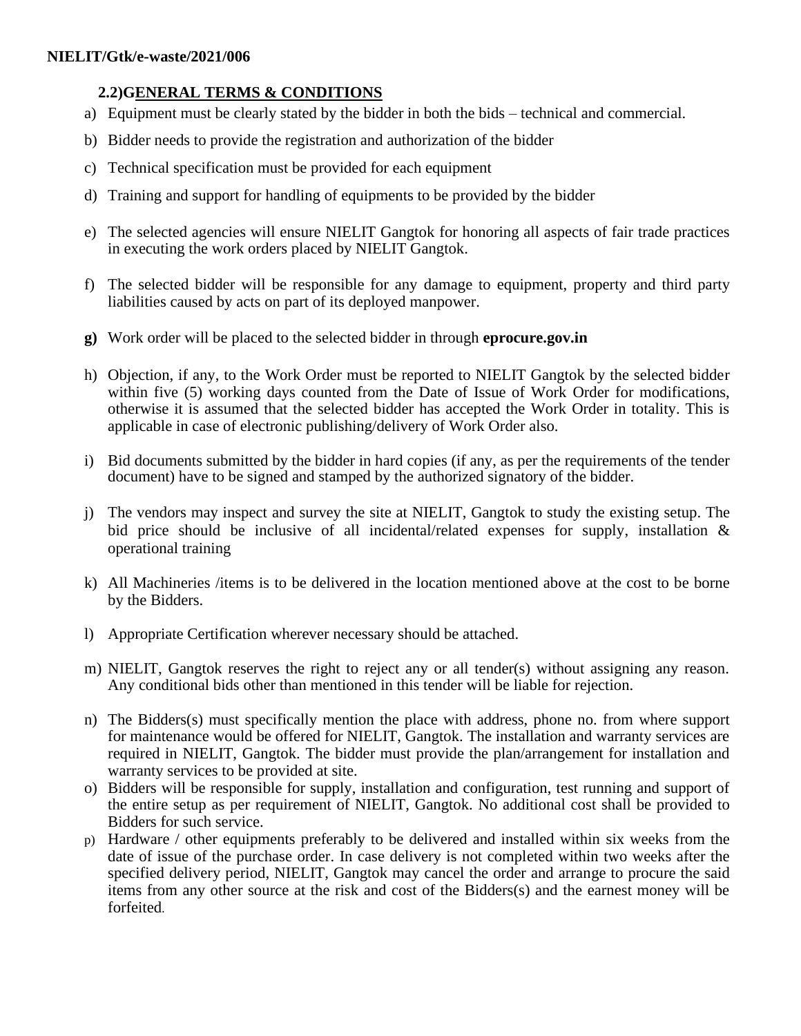**NIELIT/Gtk/e-waste/2021/006**

## 2.2)GENERAL TERMS & CONDITIONS

a) Equipment must be clearly stated by the bidder in both the bids – technical and commercial.

b) Bidder needs to provide the registration and authorization of the bidder

c) Technical specification must be provided for each equipment

d) Training and support for handling of equipments to be provided by the bidder

e) The selected agencies will ensure NIELIT Gangtok for honoring all aspects of fair trade practices in executing the work orders placed by NIELIT Gangtok.

f) The selected bidder will be responsible for any damage to equipment, property and third party liabilities caused by acts on part of its deployed manpower.

**g)** Work order will be placed to the selected bidder in through **eprocure.gov.in**

h) Objection, if any, to the Work Order must be reported to NIELIT Gangtok by the selected bidder within five (5) working days counted from the Date of Issue of Work Order for modifications, otherwise it is assumed that the selected bidder has accepted the Work Order in totality. This is applicable in case of electronic publishing/delivery of Work Order also.

i) Bid documents submitted by the bidder in hard copies (if any, as per the requirements of the tender document) have to be signed and stamped by the authorized signatory of the bidder.

j) The vendors may inspect and survey the site at NIELIT, Gangtok to study the existing setup. The bid price should be inclusive of all incidental/related expenses for supply, installation & operational training

k) All Machineries /items is to be delivered in the location mentioned above at the cost to be borne by the Bidders.

l) Appropriate Certification wherever necessary should be attached.

m) NIELIT, Gangtok reserves the right to reject any or all tender(s) without assigning any reason. Any conditional bids other than mentioned in this tender will be liable for rejection.

n) The Bidders(s) must specifically mention the place with address, phone no. from where support for maintenance would be offered for NIELIT, Gangtok. The installation and warranty services are required in NIELIT, Gangtok. The bidder must provide the plan/arrangement for installation and warranty services to be provided at site.

o) Bidders will be responsible for supply, installation and configuration, test running and support of the entire setup as per requirement of NIELIT, Gangtok. No additional cost shall be provided to Bidders for such service.

p) Hardware / other equipments preferably to be delivered and installed within six weeks from the date of issue of the purchase order. In case delivery is not completed within two weeks after the specified delivery period, NIELIT, Gangtok may cancel the order and arrange to procure the said items from any other source at the risk and cost of the Bidders(s) and the earnest money will be forfeited.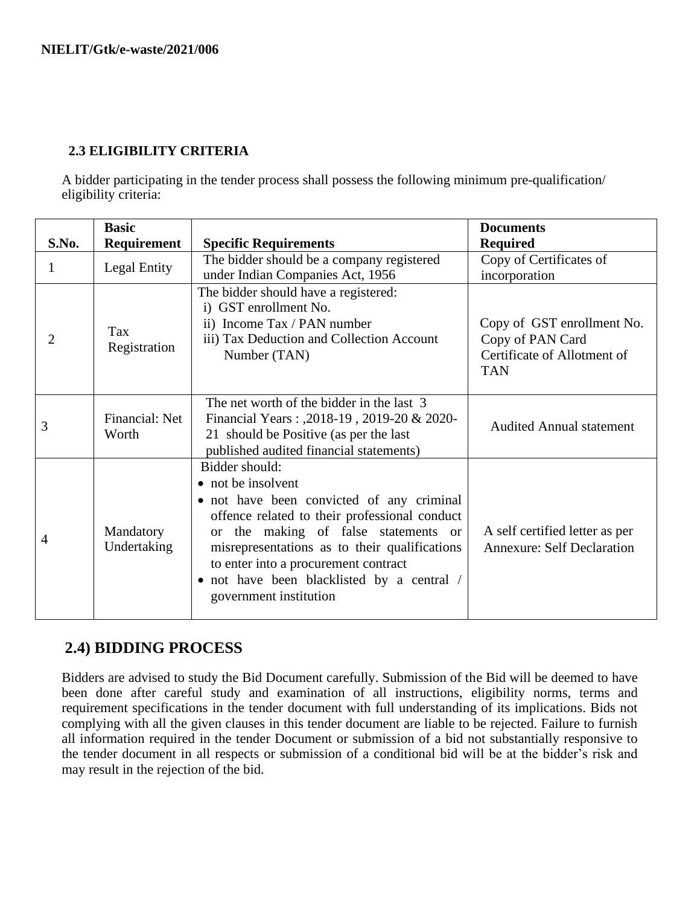### 2.3 ELIGIBILITY CRITERIA

A bidder participating in the tender process shall possess the following minimum pre-qualification/ eligibility criteria:

| S.No. | Basic Requirement | Specific Requirements | Documents Required |
|---|---|---|---|
| 1 | Legal Entity | The bidder should be a company registered under Indian Companies Act, 1956 | Copy of Certificates of incorporation |
| 2 | Tax Registration | The bidder should have a registered:<br>i) GST enrollment No.<br>ii) Income Tax / PAN number<br>iii) Tax Deduction and Collection Account Number (TAN) | Copy of GST enrollment No.<br>Copy of PAN Card<br>Certificate of Allotment of TAN |
| 3 | Financial: Net Worth | The net worth of the bidder in the last 3 Financial Years : ,2018-19 , 2019-20 & 2020-21 should be Positive (as per the last published audited financial statements) | Audited Annual statement |
| 4 | Mandatory Undertaking | Bidder should:<br>• not be insolvent<br>• not have been convicted of any criminal offence related to their professional conduct or the making of false statements or misrepresentations as to their qualifications to enter into a procurement contract<br>• not have been blacklisted by a central / government institution | A self certified letter as per Annexure: Self Declaration |

## 2.4) BIDDING PROCESS

Bidders are advised to study the Bid Document carefully. Submission of the Bid will be deemed to have been done after careful study and examination of all instructions, eligibility norms, terms and requirement specifications in the tender document with full understanding of its implications. Bids not complying with all the given clauses in this tender document are liable to be rejected. Failure to furnish all information required in the tender Document or submission of a bid not substantially responsive to the tender document in all respects or submission of a conditional bid will be at the bidder's risk and may result in the rejection of the bid.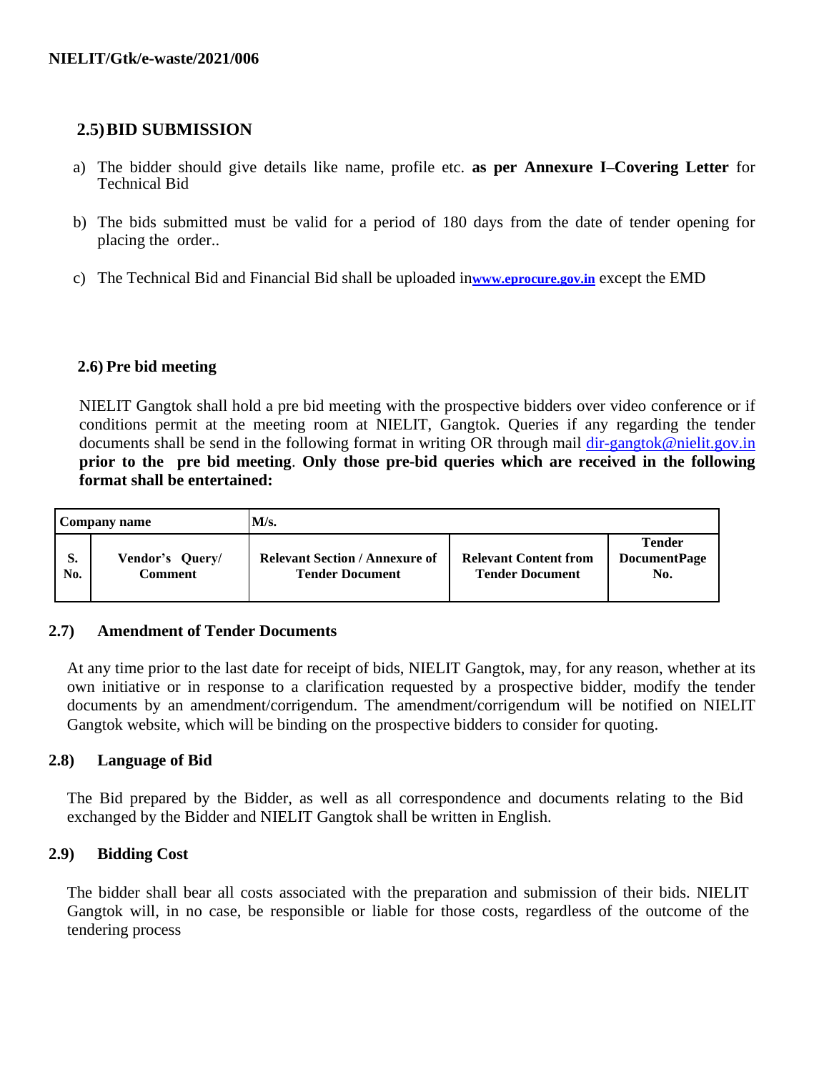NIELIT/Gtk/e-waste/2021/006

## 2.5) BID SUBMISSION

a) The bidder should give details like name, profile etc. **as per Annexure I–Covering Letter** for Technical Bid

b) The bids submitted must be valid for a period of 180 days from the date of tender opening for placing the order..

c) The Technical Bid and Financial Bid shall be uploaded in**www.eprocure.gov.in** except the EMD

## 2.6) Pre bid meeting

NIELIT Gangtok shall hold a pre bid meeting with the prospective bidders over video conference or if conditions permit at the meeting room at NIELIT, Gangtok. Queries if any regarding the tender documents shall be send in the following format in writing OR through mail dir-gangtok@nielit.gov.in **prior to the pre bid meeting**. **Only those pre-bid queries which are received in the following format shall be entertained:**

| **Company name** | | **M/s.** | | |
|---|---|---|---|---|
| **S. No.** | **Vendor's Query/ Comment** | **Relevant Section / Annexure of Tender Document** | **Relevant Content from Tender Document** | **Tender DocumentPage No.** |

## 2.7) Amendment of Tender Documents

At any time prior to the last date for receipt of bids, NIELIT Gangtok, may, for any reason, whether at its own initiative or in response to a clarification requested by a prospective bidder, modify the tender documents by an amendment/corrigendum. The amendment/corrigendum will be notified on NIELIT Gangtok website, which will be binding on the prospective bidders to consider for quoting.

## 2.8) Language of Bid

The Bid prepared by the Bidder, as well as all correspondence and documents relating to the Bid exchanged by the Bidder and NIELIT Gangtok shall be written in English.

## 2.9) Bidding Cost

The bidder shall bear all costs associated with the preparation and submission of their bids. NIELIT Gangtok will, in no case, be responsible or liable for those costs, regardless of the outcome of the tendering process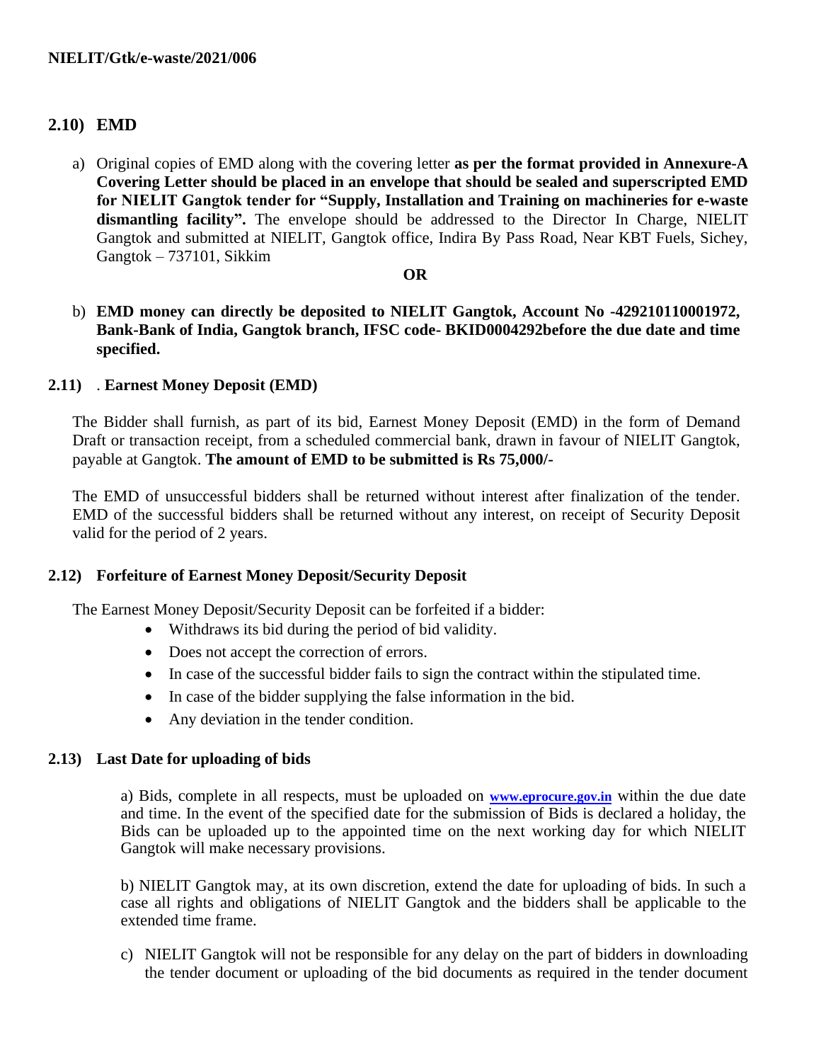## 2.10) EMD

a) Original copies of EMD along with the covering letter **as per the format provided in Annexure-A Covering Letter should be placed in an envelope that should be sealed and superscripted EMD for NIELIT Gangtok tender for "Supply, Installation and Training on machineries for e-waste dismantling facility".** The envelope should be addressed to the Director In Charge, NIELIT Gangtok and submitted at NIELIT, Gangtok office, Indira By Pass Road, Near KBT Fuels, Sichey, Gangtok – 737101, Sikkim

**OR**

b) **EMD money can directly be deposited to NIELIT Gangtok, Account No -429210110001972, Bank-Bank of India, Gangtok branch, IFSC code- BKID0004292before the due date and time specified.**

## 2.11) . Earnest Money Deposit (EMD)

The Bidder shall furnish, as part of its bid, Earnest Money Deposit (EMD) in the form of Demand Draft or transaction receipt, from a scheduled commercial bank, drawn in favour of NIELIT Gangtok, payable at Gangtok. **The amount of EMD to be submitted is Rs 75,000/-**

The EMD of unsuccessful bidders shall be returned without interest after finalization of the tender. EMD of the successful bidders shall be returned without any interest, on receipt of Security Deposit valid for the period of 2 years.

## 2.12) Forfeiture of Earnest Money Deposit/Security Deposit

The Earnest Money Deposit/Security Deposit can be forfeited if a bidder:

- Withdraws its bid during the period of bid validity.
- Does not accept the correction of errors.
- In case of the successful bidder fails to sign the contract within the stipulated time.
- In case of the bidder supplying the false information in the bid.
- Any deviation in the tender condition.

## 2.13) Last Date for uploading of bids

a) Bids, complete in all respects, must be uploaded on **www.eprocure.gov.in** within the due date and time. In the event of the specified date for the submission of Bids is declared a holiday, the Bids can be uploaded up to the appointed time on the next working day for which NIELIT Gangtok will make necessary provisions.

b) NIELIT Gangtok may, at its own discretion, extend the date for uploading of bids. In such a case all rights and obligations of NIELIT Gangtok and the bidders shall be applicable to the extended time frame.

c) NIELIT Gangtok will not be responsible for any delay on the part of bidders in downloading the tender document or uploading of the bid documents as required in the tender document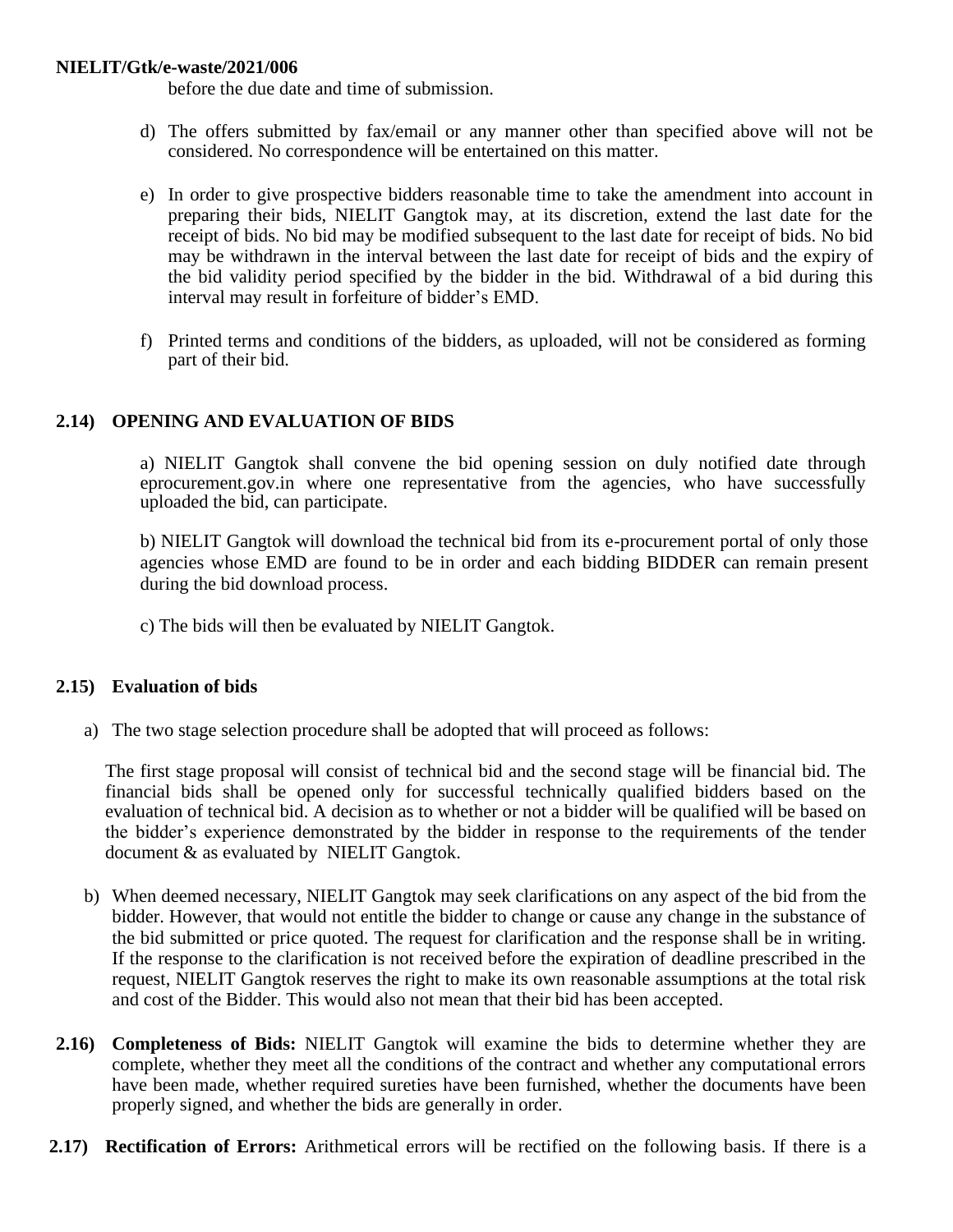before the due date and time of submission.

d) The offers submitted by fax/email or any manner other than specified above will not be considered. No correspondence will be entertained on this matter.

e) In order to give prospective bidders reasonable time to take the amendment into account in preparing their bids, NIELIT Gangtok may, at its discretion, extend the last date for the receipt of bids. No bid may be modified subsequent to the last date for receipt of bids. No bid may be withdrawn in the interval between the last date for receipt of bids and the expiry of the bid validity period specified by the bidder in the bid. Withdrawal of a bid during this interval may result in forfeiture of bidder's EMD.

f) Printed terms and conditions of the bidders, as uploaded, will not be considered as forming part of their bid.

## 2.14) OPENING AND EVALUATION OF BIDS

a) NIELIT Gangtok shall convene the bid opening session on duly notified date through eprocurement.gov.in where one representative from the agencies, who have successfully uploaded the bid, can participate.

b) NIELIT Gangtok will download the technical bid from its e-procurement portal of only those agencies whose EMD are found to be in order and each bidding BIDDER can remain present during the bid download process.

c) The bids will then be evaluated by NIELIT Gangtok.

## 2.15) Evaluation of bids

a) The two stage selection procedure shall be adopted that will proceed as follows:

The first stage proposal will consist of technical bid and the second stage will be financial bid. The financial bids shall be opened only for successful technically qualified bidders based on the evaluation of technical bid. A decision as to whether or not a bidder will be qualified will be based on the bidder's experience demonstrated by the bidder in response to the requirements of the tender document & as evaluated by NIELIT Gangtok.

b) When deemed necessary, NIELIT Gangtok may seek clarifications on any aspect of the bid from the bidder. However, that would not entitle the bidder to change or cause any change in the substance of the bid submitted or price quoted. The request for clarification and the response shall be in writing. If the response to the clarification is not received before the expiration of deadline prescribed in the request, NIELIT Gangtok reserves the right to make its own reasonable assumptions at the total risk and cost of the Bidder. This would also not mean that their bid has been accepted.

**2.16) Completeness of Bids:** NIELIT Gangtok will examine the bids to determine whether they are complete, whether they meet all the conditions of the contract and whether any computational errors have been made, whether required sureties have been furnished, whether the documents have been properly signed, and whether the bids are generally in order.

**2.17) Rectification of Errors:** Arithmetical errors will be rectified on the following basis. If there is a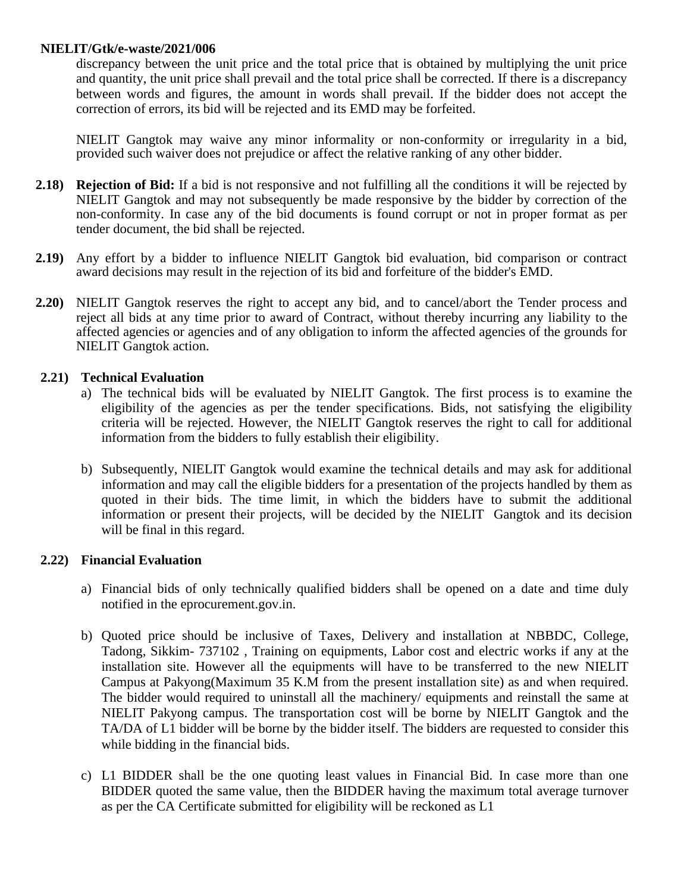discrepancy between the unit price and the total price that is obtained by multiplying the unit price and quantity, the unit price shall prevail and the total price shall be corrected. If there is a discrepancy between words and figures, the amount in words shall prevail. If the bidder does not accept the correction of errors, its bid will be rejected and its EMD may be forfeited.

NIELIT Gangtok may waive any minor informality or non-conformity or irregularity in a bid, provided such waiver does not prejudice or affect the relative ranking of any other bidder.

**2.18)** **Rejection of Bid:** If a bid is not responsive and not fulfilling all the conditions it will be rejected by NIELIT Gangtok and may not subsequently be made responsive by the bidder by correction of the non-conformity. In case any of the bid documents is found corrupt or not in proper format as per tender document, the bid shall be rejected.

**2.19)** Any effort by a bidder to influence NIELIT Gangtok bid evaluation, bid comparison or contract award decisions may result in the rejection of its bid and forfeiture of the bidder's EMD.

**2.20)** NIELIT Gangtok reserves the right to accept any bid, and to cancel/abort the Tender process and reject all bids at any time prior to award of Contract, without thereby incurring any liability to the affected agencies or agencies and of any obligation to inform the affected agencies of the grounds for NIELIT Gangtok action.

**2.21) Technical Evaluation**

a) The technical bids will be evaluated by NIELIT Gangtok. The first process is to examine the eligibility of the agencies as per the tender specifications. Bids, not satisfying the eligibility criteria will be rejected. However, the NIELIT Gangtok reserves the right to call for additional information from the bidders to fully establish their eligibility.

b) Subsequently, NIELIT Gangtok would examine the technical details and may ask for additional information and may call the eligible bidders for a presentation of the projects handled by them as quoted in their bids. The time limit, in which the bidders have to submit the additional information or present their projects, will be decided by the NIELIT Gangtok and its decision will be final in this regard.

**2.22) Financial Evaluation**

a) Financial bids of only technically qualified bidders shall be opened on a date and time duly notified in the eprocurement.gov.in.

b) Quoted price should be inclusive of Taxes, Delivery and installation at NBBDC, College, Tadong, Sikkim- 737102 , Training on equipments, Labor cost and electric works if any at the installation site. However all the equipments will have to be transferred to the new NIELIT Campus at Pakyong(Maximum 35 K.M from the present installation site) as and when required. The bidder would required to uninstall all the machinery/ equipments and reinstall the same at NIELIT Pakyong campus. The transportation cost will be borne by NIELIT Gangtok and the TA/DA of L1 bidder will be borne by the bidder itself. The bidders are requested to consider this while bidding in the financial bids.

c) L1 BIDDER shall be the one quoting least values in Financial Bid. In case more than one BIDDER quoted the same value, then the BIDDER having the maximum total average turnover as per the CA Certificate submitted for eligibility will be reckoned as L1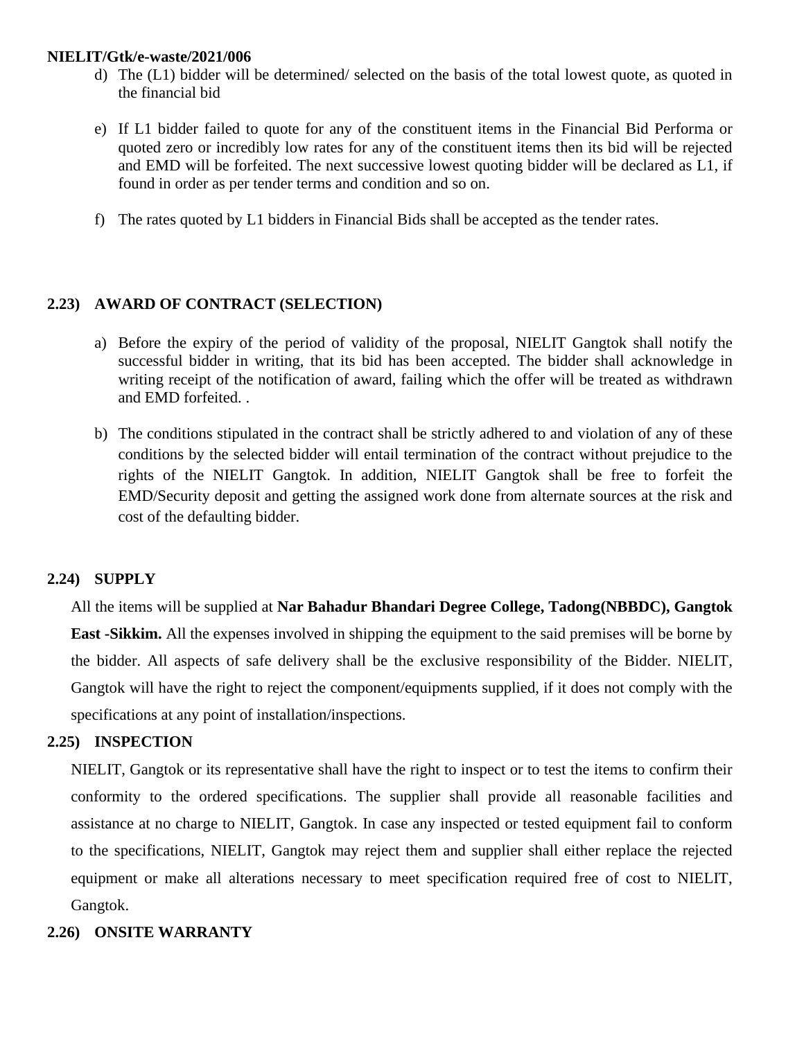d) The (L1) bidder will be determined/ selected on the basis of the total lowest quote, as quoted in the financial bid

e) If L1 bidder failed to quote for any of the constituent items in the Financial Bid Performa or quoted zero or incredibly low rates for any of the constituent items then its bid will be rejected and EMD will be forfeited. The next successive lowest quoting bidder will be declared as L1, if found in order as per tender terms and condition and so on.

f) The rates quoted by L1 bidders in Financial Bids shall be accepted as the tender rates.

### 2.23) AWARD OF CONTRACT (SELECTION)

a) Before the expiry of the period of validity of the proposal, NIELIT Gangtok shall notify the successful bidder in writing, that its bid has been accepted. The bidder shall acknowledge in writing receipt of the notification of award, failing which the offer will be treated as withdrawn and EMD forfeited. .

b) The conditions stipulated in the contract shall be strictly adhered to and violation of any of these conditions by the selected bidder will entail termination of the contract without prejudice to the rights of the NIELIT Gangtok. In addition, NIELIT Gangtok shall be free to forfeit the EMD/Security deposit and getting the assigned work done from alternate sources at the risk and cost of the defaulting bidder.

### 2.24) SUPPLY

All the items will be supplied at **Nar Bahadur Bhandari Degree College, Tadong(NBBDC), Gangtok East -Sikkim.** All the expenses involved in shipping the equipment to the said premises will be borne by the bidder. All aspects of safe delivery shall be the exclusive responsibility of the Bidder. NIELIT, Gangtok will have the right to reject the component/equipments supplied, if it does not comply with the specifications at any point of installation/inspections.

### 2.25) INSPECTION

NIELIT, Gangtok or its representative shall have the right to inspect or to test the items to confirm their conformity to the ordered specifications. The supplier shall provide all reasonable facilities and assistance at no charge to NIELIT, Gangtok. In case any inspected or tested equipment fail to conform to the specifications, NIELIT, Gangtok may reject them and supplier shall either replace the rejected equipment or make all alterations necessary to meet specification required free of cost to NIELIT, Gangtok.

### 2.26) ONSITE WARRANTY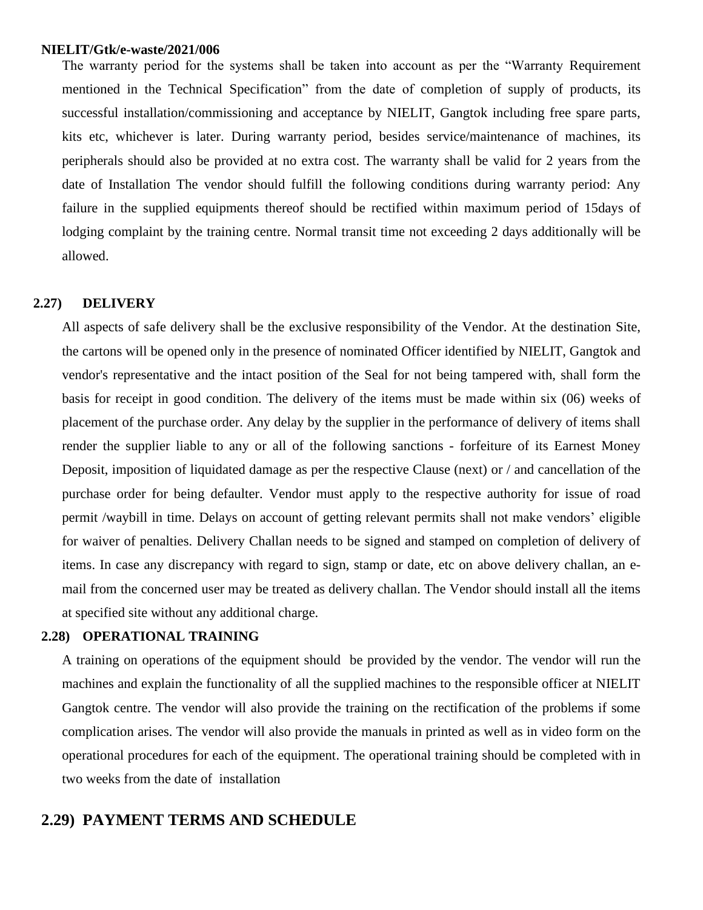The warranty period for the systems shall be taken into account as per the "Warranty Requirement mentioned in the Technical Specification" from the date of completion of supply of products, its successful installation/commissioning and acceptance by NIELIT, Gangtok including free spare parts, kits etc, whichever is later. During warranty period, besides service/maintenance of machines, its peripherals should also be provided at no extra cost. The warranty shall be valid for 2 years from the date of Installation The vendor should fulfill the following conditions during warranty period: Any failure in the supplied equipments thereof should be rectified within maximum period of 15days of lodging complaint by the training centre. Normal transit time not exceeding 2 days additionally will be allowed.

### 2.27) DELIVERY

All aspects of safe delivery shall be the exclusive responsibility of the Vendor. At the destination Site, the cartons will be opened only in the presence of nominated Officer identified by NIELIT, Gangtok and vendor's representative and the intact position of the Seal for not being tampered with, shall form the basis for receipt in good condition. The delivery of the items must be made within six (06) weeks of placement of the purchase order. Any delay by the supplier in the performance of delivery of items shall render the supplier liable to any or all of the following sanctions - forfeiture of its Earnest Money Deposit, imposition of liquidated damage as per the respective Clause (next) or / and cancellation of the purchase order for being defaulter. Vendor must apply to the respective authority for issue of road permit /waybill in time. Delays on account of getting relevant permits shall not make vendors' eligible for waiver of penalties. Delivery Challan needs to be signed and stamped on completion of delivery of items. In case any discrepancy with regard to sign, stamp or date, etc on above delivery challan, an e-mail from the concerned user may be treated as delivery challan. The Vendor should install all the items at specified site without any additional charge.

### 2.28) OPERATIONAL TRAINING

A training on operations of the equipment should be provided by the vendor. The vendor will run the machines and explain the functionality of all the supplied machines to the responsible officer at NIELIT Gangtok centre. The vendor will also provide the training on the rectification of the problems if some complication arises. The vendor will also provide the manuals in printed as well as in video form on the operational procedures for each of the equipment. The operational training should be completed with in two weeks from the date of installation

## 2.29) PAYMENT TERMS AND SCHEDULE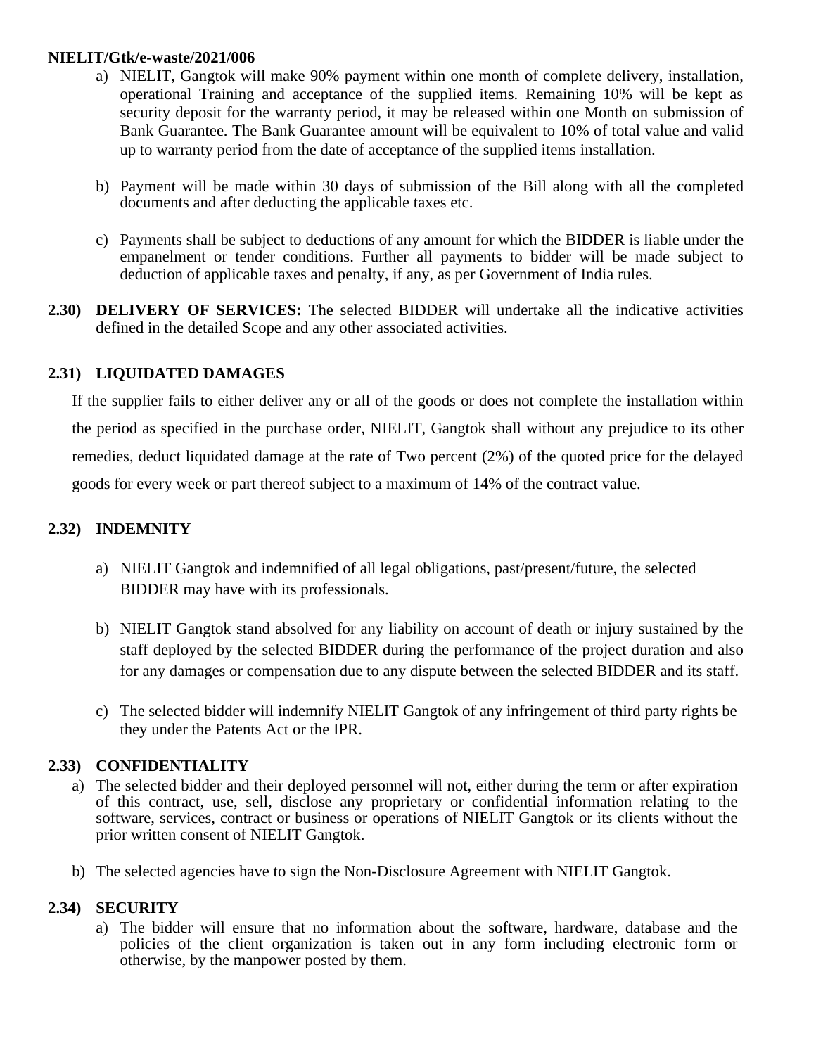a) NIELIT, Gangtok will make 90% payment within one month of complete delivery, installation, operational Training and acceptance of the supplied items. Remaining 10% will be kept as security deposit for the warranty period, it may be released within one Month on submission of Bank Guarantee. The Bank Guarantee amount will be equivalent to 10% of total value and valid up to warranty period from the date of acceptance of the supplied items installation.

b) Payment will be made within 30 days of submission of the Bill along with all the completed documents and after deducting the applicable taxes etc.

c) Payments shall be subject to deductions of any amount for which the BIDDER is liable under the empanelment or tender conditions. Further all payments to bidder will be made subject to deduction of applicable taxes and penalty, if any, as per Government of India rules.

**2.30) DELIVERY OF SERVICES:** The selected BIDDER will undertake all the indicative activities defined in the detailed Scope and any other associated activities.

### 2.31) LIQUIDATED DAMAGES

If the supplier fails to either deliver any or all of the goods or does not complete the installation within the period as specified in the purchase order, NIELIT, Gangtok shall without any prejudice to its other remedies, deduct liquidated damage at the rate of Two percent (2%) of the quoted price for the delayed goods for every week or part thereof subject to a maximum of 14% of the contract value.

### 2.32) INDEMNITY

a) NIELIT Gangtok and indemnified of all legal obligations, past/present/future, the selected BIDDER may have with its professionals.

b) NIELIT Gangtok stand absolved for any liability on account of death or injury sustained by the staff deployed by the selected BIDDER during the performance of the project duration and also for any damages or compensation due to any dispute between the selected BIDDER and its staff.

c) The selected bidder will indemnify NIELIT Gangtok of any infringement of third party rights be they under the Patents Act or the IPR.

### 2.33) CONFIDENTIALITY

a) The selected bidder and their deployed personnel will not, either during the term or after expiration of this contract, use, sell, disclose any proprietary or confidential information relating to the software, services, contract or business or operations of NIELIT Gangtok or its clients without the prior written consent of NIELIT Gangtok.

b) The selected agencies have to sign the Non-Disclosure Agreement with NIELIT Gangtok.

### 2.34) SECURITY

a) The bidder will ensure that no information about the software, hardware, database and the policies of the client organization is taken out in any form including electronic form or otherwise, by the manpower posted by them.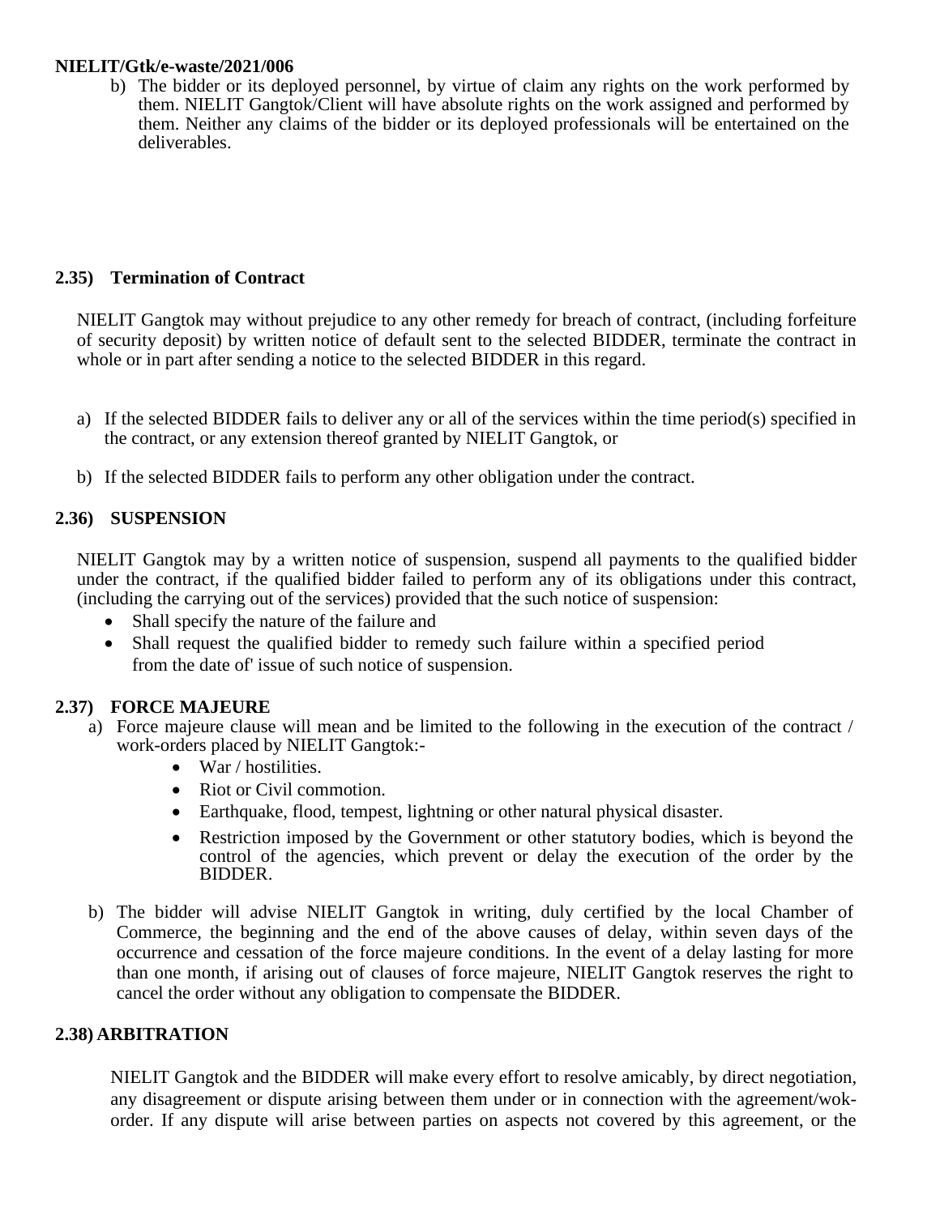b) The bidder or its deployed personnel, by virtue of claim any rights on the work performed by them. NIELIT Gangtok/Client will have absolute rights on the work assigned and performed by them. Neither any claims of the bidder or its deployed professionals will be entertained on the deliverables.

## 2.35) Termination of Contract

NIELIT Gangtok may without prejudice to any other remedy for breach of contract, (including forfeiture of security deposit) by written notice of default sent to the selected BIDDER, terminate the contract in whole or in part after sending a notice to the selected BIDDER in this regard.

a) If the selected BIDDER fails to deliver any or all of the services within the time period(s) specified in the contract, or any extension thereof granted by NIELIT Gangtok, or

b) If the selected BIDDER fails to perform any other obligation under the contract.

## 2.36) SUSPENSION

NIELIT Gangtok may by a written notice of suspension, suspend all payments to the qualified bidder under the contract, if the qualified bidder failed to perform any of its obligations under this contract, (including the carrying out of the services) provided that the such notice of suspension:

- Shall specify the nature of the failure and
- Shall request the qualified bidder to remedy such failure within a specified period from the date of' issue of such notice of suspension.

## 2.37) FORCE MAJEURE

a) Force majeure clause will mean and be limited to the following in the execution of the contract / work-orders placed by NIELIT Gangtok:-
   - War / hostilities.
   - Riot or Civil commotion.
   - Earthquake, flood, tempest, lightning or other natural physical disaster.
   - Restriction imposed by the Government or other statutory bodies, which is beyond the control of the agencies, which prevent or delay the execution of the order by the BIDDER.

b) The bidder will advise NIELIT Gangtok in writing, duly certified by the local Chamber of Commerce, the beginning and the end of the above causes of delay, within seven days of the occurrence and cessation of the force majeure conditions. In the event of a delay lasting for more than one month, if arising out of clauses of force majeure, NIELIT Gangtok reserves the right to cancel the order without any obligation to compensate the BIDDER.

## 2.38) ARBITRATION

NIELIT Gangtok and the BIDDER will make every effort to resolve amicably, by direct negotiation, any disagreement or dispute arising between them under or in connection with the agreement/wok-order. If any dispute will arise between parties on aspects not covered by this agreement, or the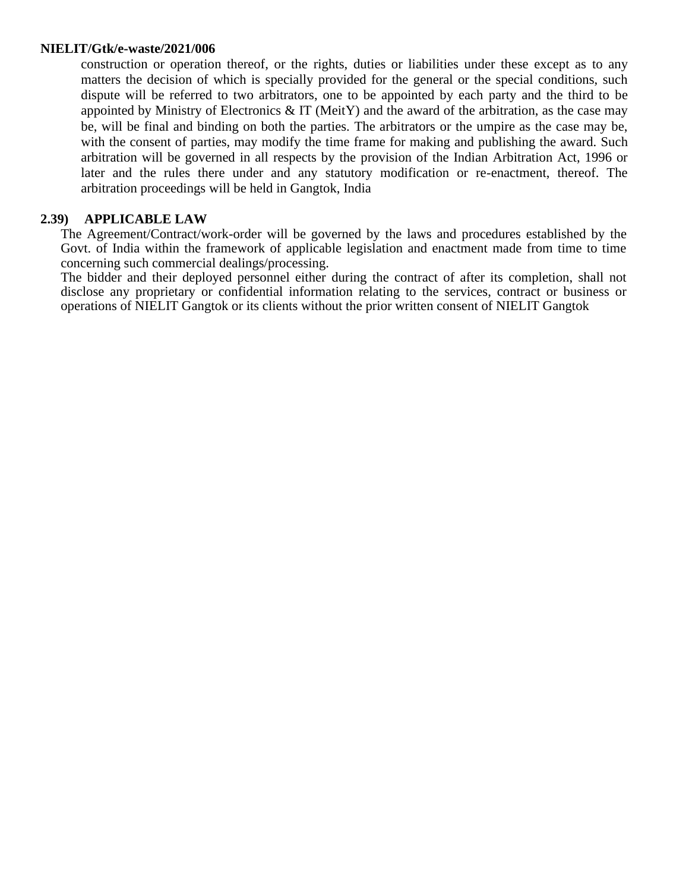construction or operation thereof, or the rights, duties or liabilities under these except as to any matters the decision of which is specially provided for the general or the special conditions, such dispute will be referred to two arbitrators, one to be appointed by each party and the third to be appointed by Ministry of Electronics & IT (MeitY) and the award of the arbitration, as the case may be, will be final and binding on both the parties. The arbitrators or the umpire as the case may be, with the consent of parties, may modify the time frame for making and publishing the award. Such arbitration will be governed in all respects by the provision of the Indian Arbitration Act, 1996 or later and the rules there under and any statutory modification or re-enactment, thereof. The arbitration proceedings will be held in Gangtok, India

**2.39) APPLICABLE LAW**

The Agreement/Contract/work-order will be governed by the laws and procedures established by the Govt. of India within the framework of applicable legislation and enactment made from time to time concerning such commercial dealings/processing.

The bidder and their deployed personnel either during the contract of after its completion, shall not disclose any proprietary or confidential information relating to the services, contract or business or operations of NIELIT Gangtok or its clients without the prior written consent of NIELIT Gangtok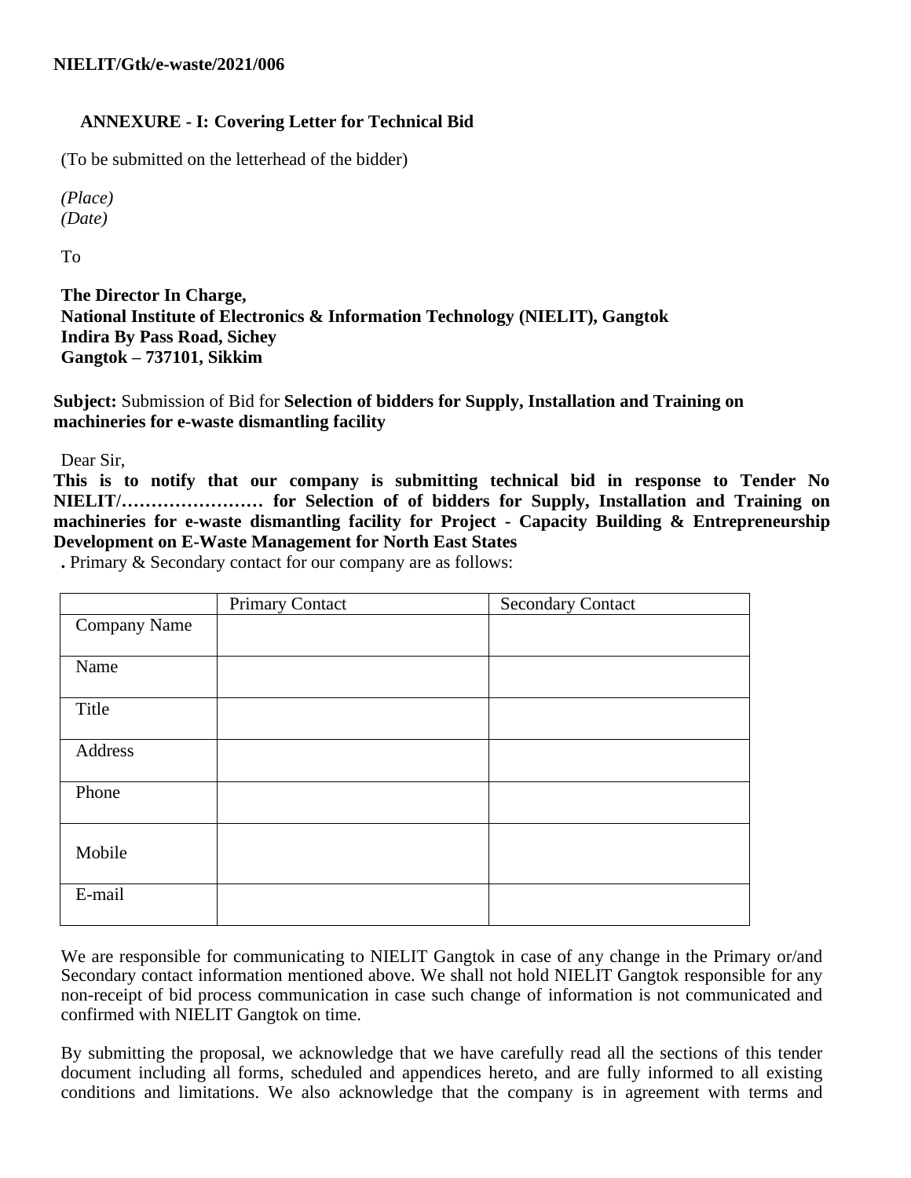**NIELIT/Gtk/e-waste/2021/006**

## ANNEXURE - I: Covering Letter for Technical Bid

(To be submitted on the letterhead of the bidder)

*(Place)*
*(Date)*

To

**The Director In Charge,**
**National Institute of Electronics & Information Technology (NIELIT), Gangtok**
**Indira By Pass Road, Sichey**
**Gangtok – 737101, Sikkim**

**Subject:** Submission of Bid for **Selection of bidders for Supply, Installation and Training on machineries for e-waste dismantling facility**

Dear Sir,

**This is to notify that our company is submitting technical bid in response to Tender No NIELIT/…………………… for Selection of of bidders for Supply, Installation and Training on machineries for e-waste dismantling facility for Project - Capacity Building & Entrepreneurship Development on E-Waste Management for North East States**

**.** Primary & Secondary contact for our company are as follows:

| | Primary Contact | Secondary Contact |
|---|---|---|
| Company Name | | |
| Name | | |
| Title | | |
| Address | | |
| Phone | | |
| Mobile | | |
| E-mail | | |

We are responsible for communicating to NIELIT Gangtok in case of any change in the Primary or/and Secondary contact information mentioned above. We shall not hold NIELIT Gangtok responsible for any non-receipt of bid process communication in case such change of information is not communicated and confirmed with NIELIT Gangtok on time.

By submitting the proposal, we acknowledge that we have carefully read all the sections of this tender document including all forms, scheduled and appendices hereto, and are fully informed to all existing conditions and limitations. We also acknowledge that the company is in agreement with terms and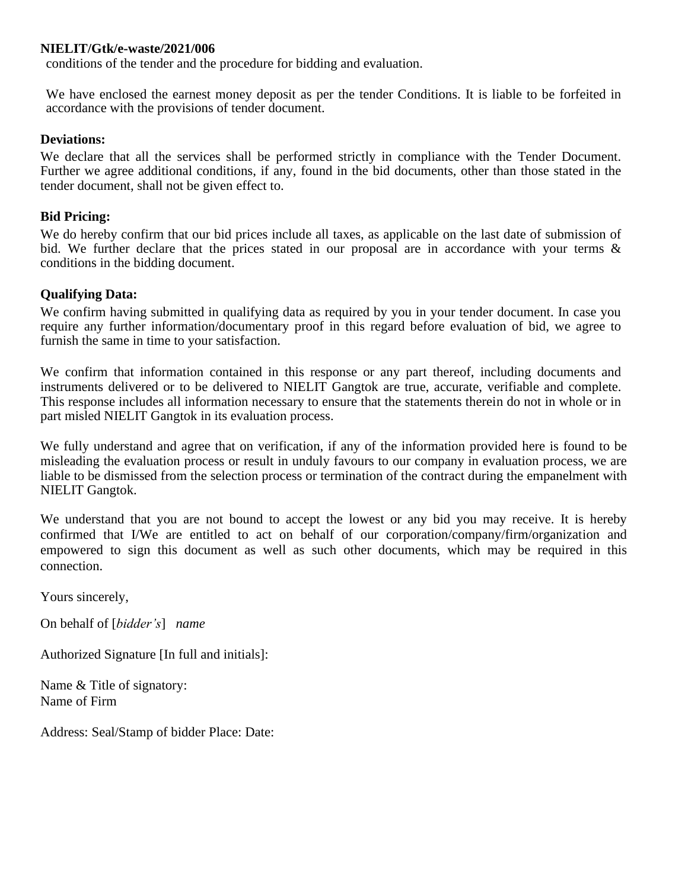conditions of the tender and the procedure for bidding and evaluation.

We have enclosed the earnest money deposit as per the tender Conditions. It is liable to be forfeited in accordance with the provisions of tender document.

**Deviations:**

We declare that all the services shall be performed strictly in compliance with the Tender Document. Further we agree additional conditions, if any, found in the bid documents, other than those stated in the tender document, shall not be given effect to.

**Bid Pricing:**

We do hereby confirm that our bid prices include all taxes, as applicable on the last date of submission of bid. We further declare that the prices stated in our proposal are in accordance with your terms & conditions in the bidding document.

**Qualifying Data:**

We confirm having submitted in qualifying data as required by you in your tender document. In case you require any further information/documentary proof in this regard before evaluation of bid, we agree to furnish the same in time to your satisfaction.

We confirm that information contained in this response or any part thereof, including documents and instruments delivered or to be delivered to NIELIT Gangtok are true, accurate, verifiable and complete. This response includes all information necessary to ensure that the statements therein do not in whole or in part misled NIELIT Gangtok in its evaluation process.

We fully understand and agree that on verification, if any of the information provided here is found to be misleading the evaluation process or result in unduly favours to our company in evaluation process, we are liable to be dismissed from the selection process or termination of the contract during the empanelment with NIELIT Gangtok.

We understand that you are not bound to accept the lowest or any bid you may receive. It is hereby confirmed that I/We are entitled to act on behalf of our corporation/company/firm/organization and empowered to sign this document as well as such other documents, which may be required in this connection.

Yours sincerely,

On behalf of [*bidder's*] *name*

Authorized Signature [In full and initials]:

Name & Title of signatory:
Name of Firm

Address: Seal/Stamp of bidder Place: Date: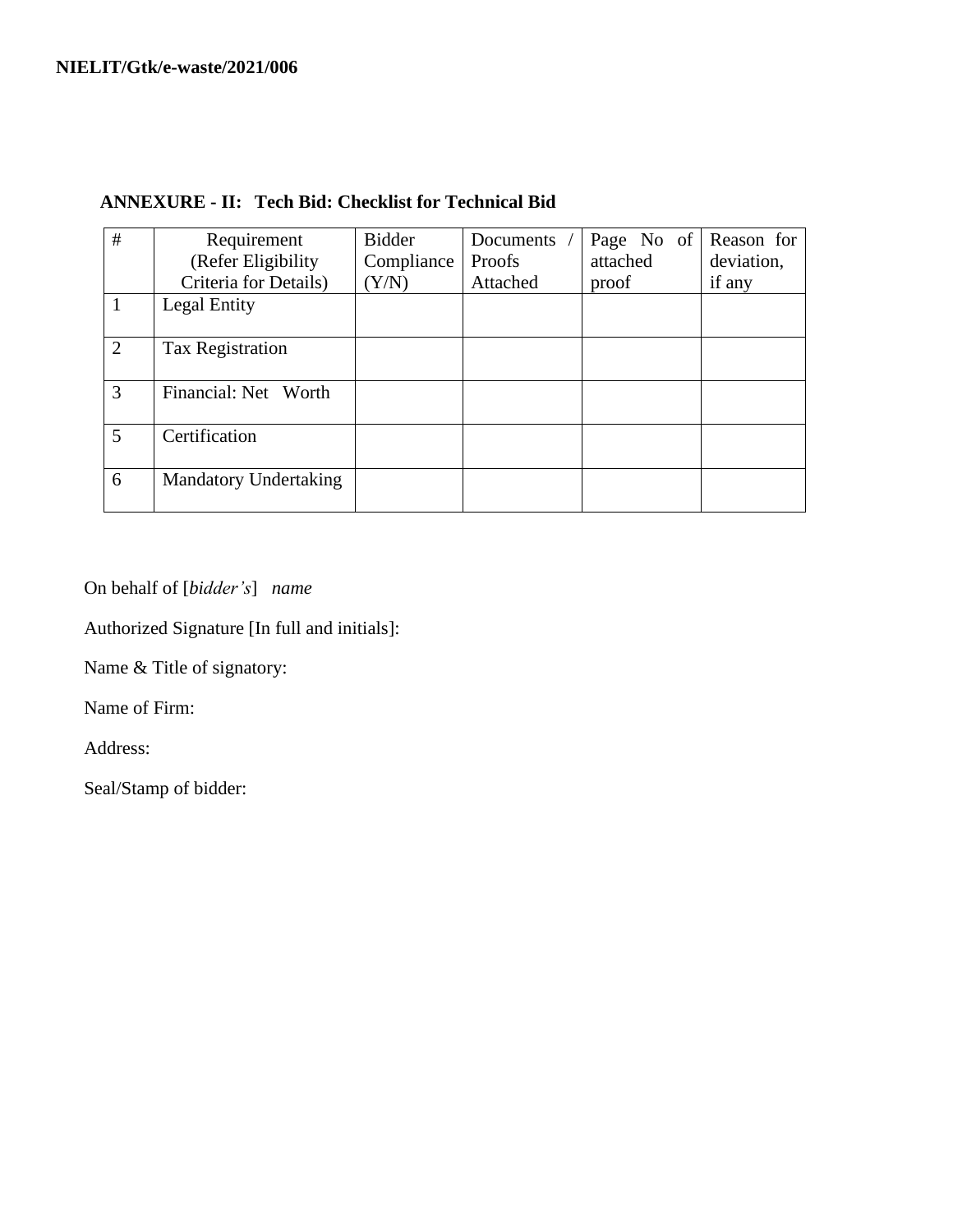**ANNEXURE - II: Tech Bid: Checklist for Technical Bid**

| # | Requirement (Refer Eligibility Criteria for Details) | Bidder Compliance (Y/N) | Documents / Proofs Attached | Page No of attached proof | Reason for deviation, if any |
|---|---|---|---|---|---|
| 1 | Legal Entity | | | | |
| 2 | Tax Registration | | | | |
| 3 | Financial: Net Worth | | | | |
| 5 | Certification | | | | |
| 6 | Mandatory Undertaking | | | | |

On behalf of [*bidder's*] *name*

Authorized Signature [In full and initials]:

Name & Title of signatory:

Name of Firm:

Address:

Seal/Stamp of bidder: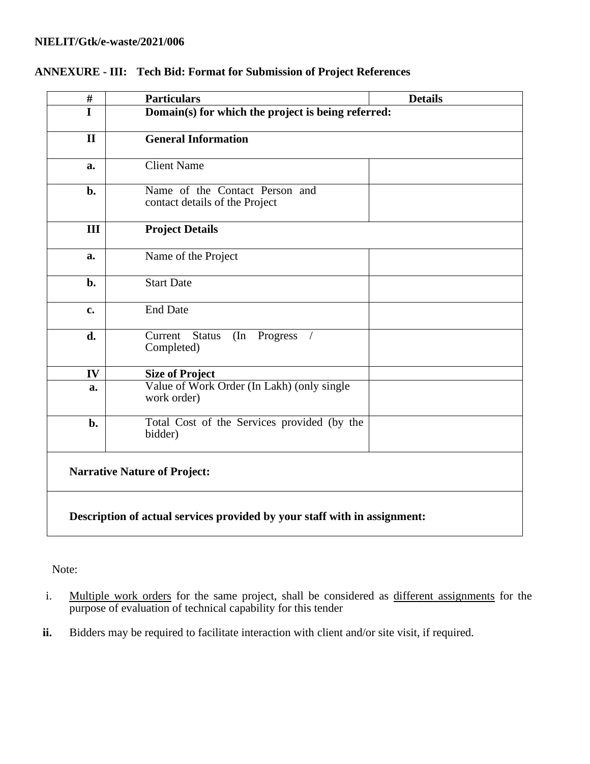NIELIT/Gtk/e-waste/2021/006

**ANNEXURE - III: Tech Bid: Format for Submission of Project References**

| # | Particulars | Details |
|---|---|---|
| **I** | **Domain(s) for which the project is being referred:** | |
| **II** | **General Information** | |
| **a.** | Client Name | |
| **b.** | Name of the Contact Person and contact details of the Project | |
| **III** | **Project Details** | |
| **a.** | Name of the Project | |
| **b.** | Start Date | |
| **c.** | End Date | |
| **d.** | Current Status (In Progress / Completed) | |
| **IV** | **Size of Project** | |
| **a.** | Value of Work Order (In Lakh) (only single work order) | |
| **b.** | Total Cost of the Services provided (by the bidder) | |
| **Narrative Nature of Project:** | | |
| **Description of actual services provided by your staff with in assignment:** | | |

Note:

i. Multiple work orders for the same project, shall be considered as different assignments for the purpose of evaluation of technical capability for this tender

**ii.** Bidders may be required to facilitate interaction with client and/or site visit, if required.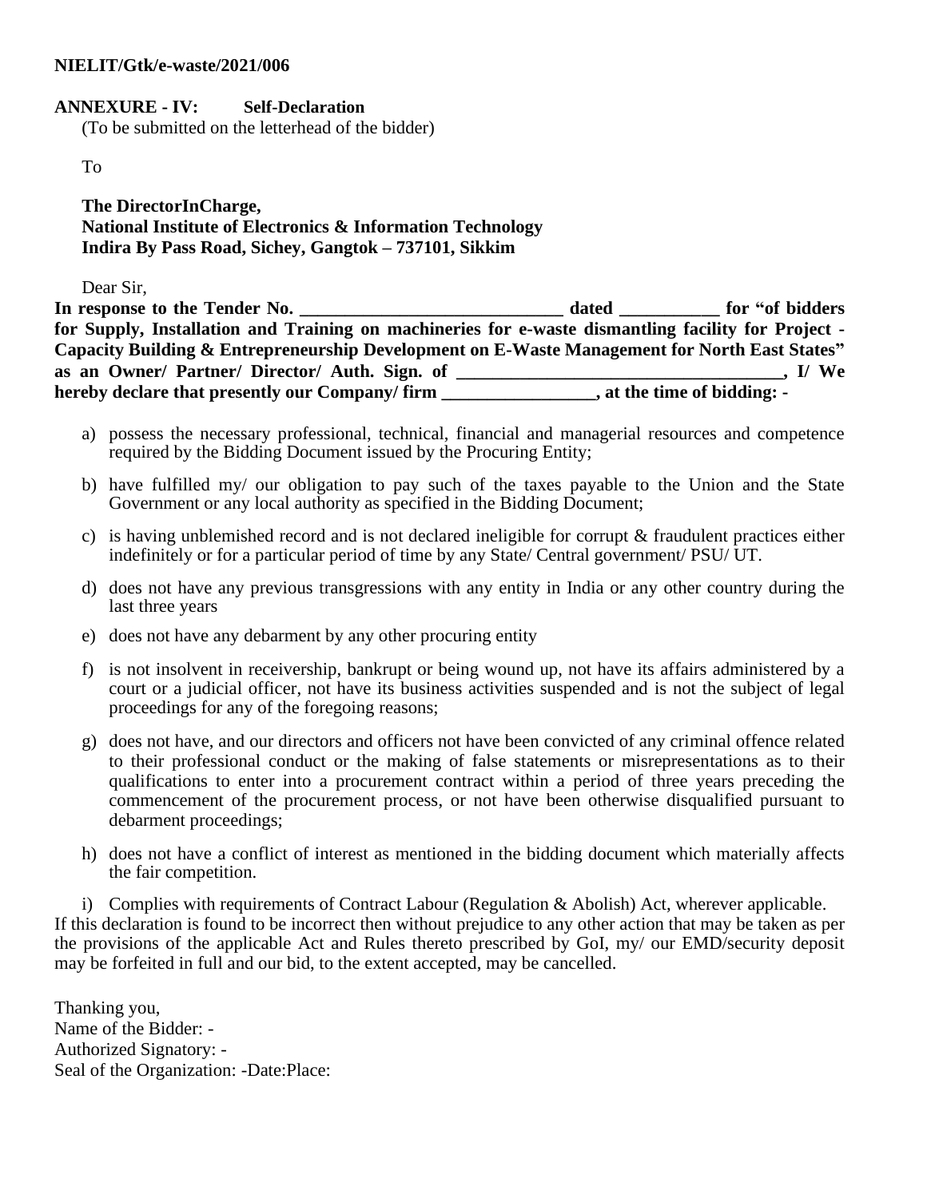**NIELIT/Gtk/e-waste/2021/006**

**ANNEXURE - IV: Self-Declaration**

(To be submitted on the letterhead of the bidder)

To

**The DirectorInCharge,**
**National Institute of Electronics & Information Technology**
**Indira By Pass Road, Sichey, Gangtok – 737101, Sikkim**

Dear Sir,

**In response to the Tender No. ______________________________ dated ___________ for "of bidders for Supply, Installation and Training on machineries for e-waste dismantling facility for Project - Capacity Building & Entrepreneurship Development on E-Waste Management for North East States" as an Owner/ Partner/ Director/ Auth. Sign. of ____________________________________, I/ We hereby declare that presently our Company/ firm _________________, at the time of bidding: -**

a) possess the necessary professional, technical, financial and managerial resources and competence required by the Bidding Document issued by the Procuring Entity;

b) have fulfilled my/ our obligation to pay such of the taxes payable to the Union and the State Government or any local authority as specified in the Bidding Document;

c) is having unblemished record and is not declared ineligible for corrupt & fraudulent practices either indefinitely or for a particular period of time by any State/ Central government/ PSU/ UT.

d) does not have any previous transgressions with any entity in India or any other country during the last three years

e) does not have any debarment by any other procuring entity

f) is not insolvent in receivership, bankrupt or being wound up, not have its affairs administered by a court or a judicial officer, not have its business activities suspended and is not the subject of legal proceedings for any of the foregoing reasons;

g) does not have, and our directors and officers not have been convicted of any criminal offence related to their professional conduct or the making of false statements or misrepresentations as to their qualifications to enter into a procurement contract within a period of three years preceding the commencement of the procurement process, or not have been otherwise disqualified pursuant to debarment proceedings;

h) does not have a conflict of interest as mentioned in the bidding document which materially affects the fair competition.

i) Complies with requirements of Contract Labour (Regulation & Abolish) Act, wherever applicable.

If this declaration is found to be incorrect then without prejudice to any other action that may be taken as per the provisions of the applicable Act and Rules thereto prescribed by GoI, my/ our EMD/security deposit may be forfeited in full and our bid, to the extent accepted, may be cancelled.

Thanking you,
Name of the Bidder: -
Authorized Signatory: -
Seal of the Organization: -Date:Place: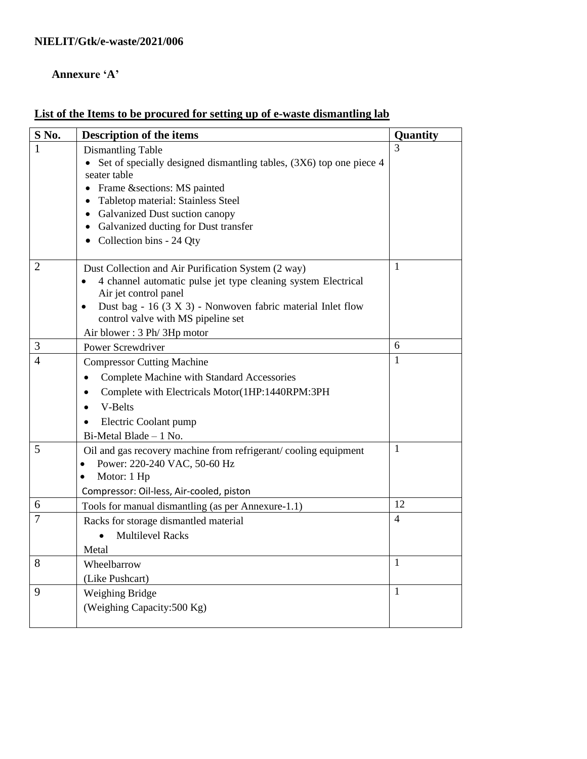**NIELIT/Gtk/e-waste/2021/006**

**Annexure 'A'**

**List of the Items to be procured for setting up of e-waste dismantling lab**

| S No. | Description of the items | Quantity |
|---|---|---|
| 1 | Dismantling Table<br>• Set of specially designed dismantling tables, (3X6) top one piece 4 seater table<br>• Frame &sections: MS painted<br>• Tabletop material: Stainless Steel<br>• Galvanized Dust suction canopy<br>• Galvanized ducting for Dust transfer<br>• Collection bins - 24 Qty | 3 |
| 2 | Dust Collection and Air Purification System (2 way)<br>• 4 channel automatic pulse jet type cleaning system Electrical Air jet control panel<br>• Dust bag - 16 (3 X 3) - Nonwoven fabric material Inlet flow control valve with MS pipeline set<br>Air blower : 3 Ph/ 3Hp motor | 1 |
| 3 | Power Screwdriver | 6 |
| 4 | Compressor Cutting Machine<br>• Complete Machine with Standard Accessories<br>• Complete with Electricals Motor(1HP:1440RPM:3PH<br>• V-Belts<br>• Electric Coolant pump<br>Bi-Metal Blade – 1 No. | 1 |
| 5 | Oil and gas recovery machine from refrigerant/ cooling equipment<br>• Power: 220-240 VAC, 50-60 Hz<br>• Motor: 1 Hp<br>Compressor: Oil-less, Air-cooled, piston | 1 |
| 6 | Tools for manual dismantling (as per Annexure-1.1) | 12 |
| 7 | Racks for storage dismantled material<br>• Multilevel Racks<br>Metal | 4 |
| 8 | Wheelbarrow<br>(Like Pushcart) | 1 |
| 9 | Weighing Bridge<br>(Weighing Capacity:500 Kg) | 1 |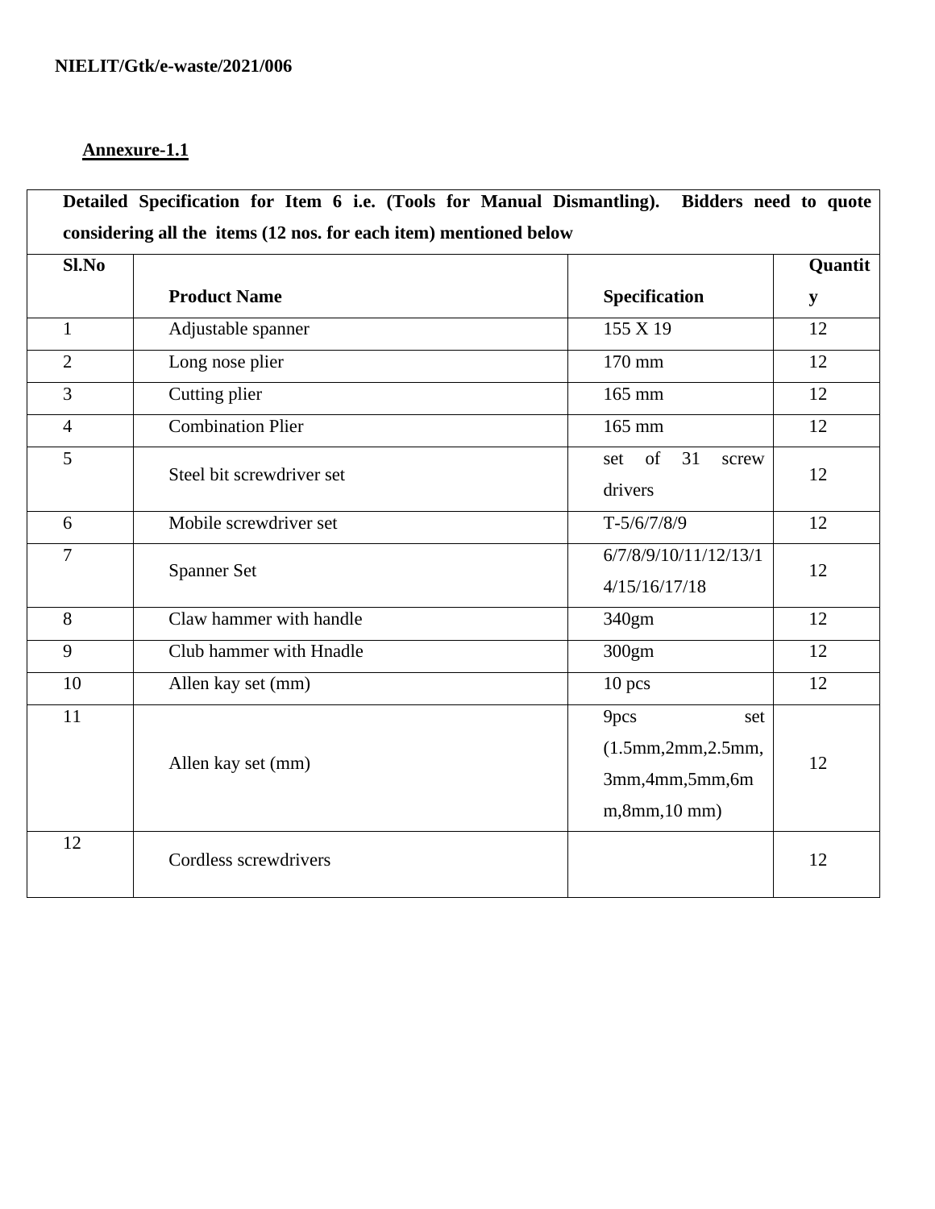NIELIT/Gtk/e-waste/2021/006

**Annexure-1.1**

| **Detailed Specification for Item 6 i.e. (Tools for Manual Dismantling). Bidders need to quote considering all the items (12 nos. for each item) mentioned below** | | | |
|---|---|---|---|
| **Sl.No** | **Product Name** | **Specification** | **Quantity** |
| 1 | Adjustable spanner | 155 X 19 | 12 |
| 2 | Long nose plier | 170 mm | 12 |
| 3 | Cutting plier | 165 mm | 12 |
| 4 | Combination Plier | 165 mm | 12 |
| 5 | Steel bit screwdriver set | set of 31 screw drivers | 12 |
| 6 | Mobile screwdriver set | T-5/6/7/8/9 | 12 |
| 7 | Spanner Set | 6/7/8/9/10/11/12/13/14/15/16/17/18 | 12 |
| 8 | Claw hammer with handle | 340gm | 12 |
| 9 | Club hammer with Hnadle | 300gm | 12 |
| 10 | Allen kay set (mm) | 10 pcs | 12 |
| 11 | Allen kay set (mm) | 9pcs set (1.5mm,2mm,2.5mm,3mm,4mm,5mm,6mm,8mm,10 mm) | 12 |
| 12 | Cordless screwdrivers | | 12 |